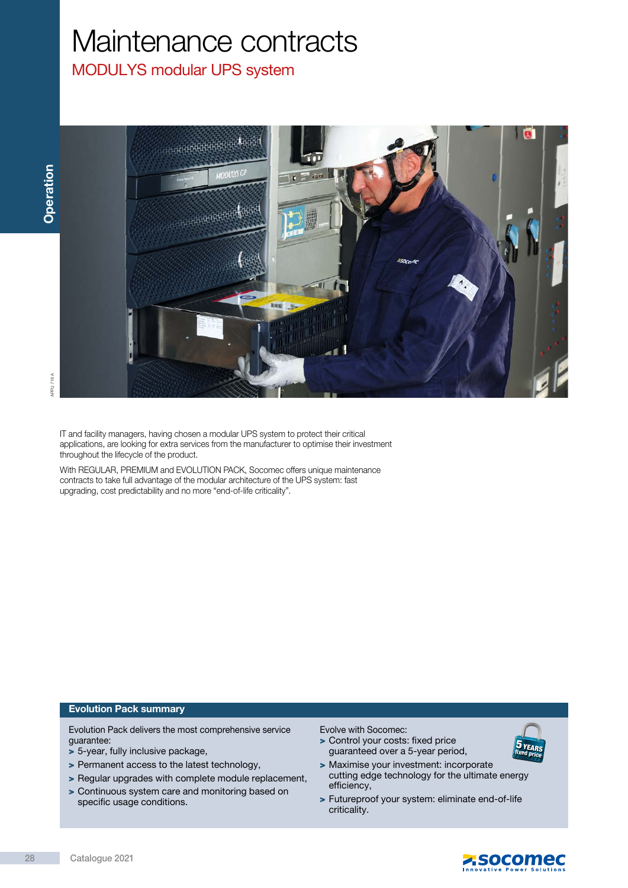# Maintenance contracts

## MODULYS modular UPS system

IT and facility managers, having chosen a modular UPS system to protect their critical applications, are looking for extra services from the manufacturer to optimise their investment throughout the lifecycle of the product.

With REGULAR, PREMIUM and EVOLUTION PACK, Socomec offers unique maintenance contracts to take full advantage of the modular architecture of the UPS system: fast upgrading, cost predictability and no more "end-of-life criticality".

### Evolution Pack summary

Evolution Pack delivers the most comprehensive service guarantee:

- 5-year, fully inclusive package,
- Permanent access to the latest technology,
- Regular upgrades with complete module replacement,
- Continuous system care and monitoring based on specific usage conditions.

Evolve with Socomec:

- Control your costs: fixed price guaranteed over a 5-year period,
- Maximise your investment: incorporate cutting edge technology for the ultimate energy efficiency,
- Futureproof your system: eliminate end-of-life criticality.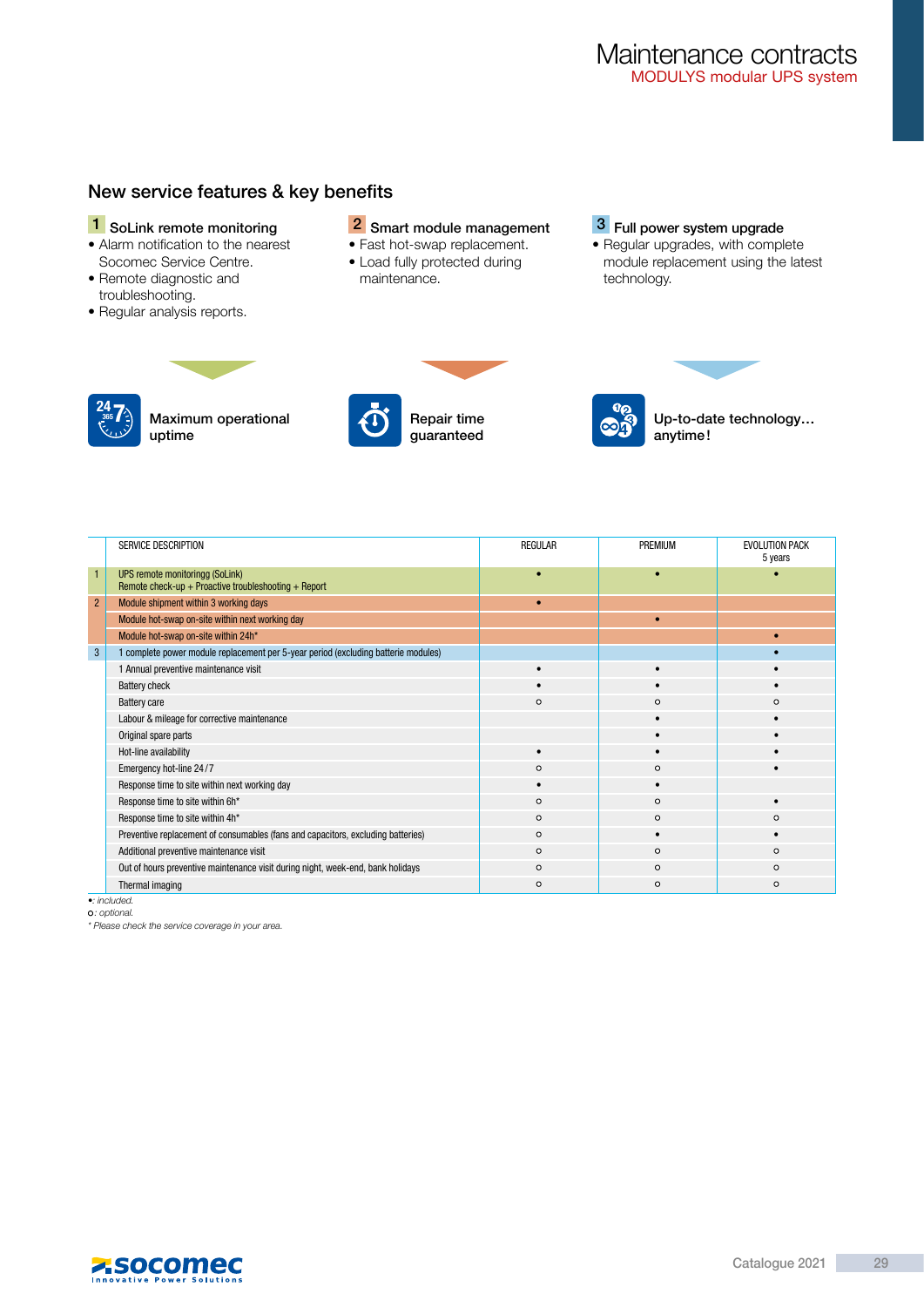# Maintenance contracts

MODULYS modular UPS system

## New service features & key benefits

**1 SoLink remote monitoring**

- Alarm notification to the nearest Socomec Service Centre.
- Remote diagnostic and troubleshooting.
- Regular analysis reports.

**2 Smart module management**

- Fast hot-swap replacement.
- Load fully protected during maintenance.

**3 Full power system upgrade**

- Regular upgrades, with complete module replacement using the latest technology.

**Maximum operational uptime**

**Repair time guaranteed**

**Up-to-date technology… anytime!**

| | SERVICE DESCRIPTION | REGULAR | PREMIUM | EVOLUTION PACK 5 years |
|---|---|---|---|---|
| 1 | UPS remote monitoringg (SoLink) Remote check-up + Proactive troubleshooting + Report | • | • | • |
| 2 | Module shipment within 3 working days | • | | |
| | Module hot-swap on-site within next working day | | • | |
| | Module hot-swap on-site within 24h* | | | • |
| 3 | 1 complete power module replacement per 5-year period (excluding batterie modules) | | | • |
| | 1 Annual preventive maintenance visit | • | • | • |
| | Battery check | • | • | • |
| | Battery care | o | o | o |
| | Labour & mileage for corrective maintenance | | • | • |
| | Original spare parts | | • | • |
| | Hot-line availability | • | • | • |
| | Emergency hot-line 24/7 | o | o | • |
| | Response time to site within next working day | • | • | |
| | Response time to site within 6h* | o | o | • |
| | Response time to site within 4h* | o | o | o |
| | Preventive replacement of consumables (fans and capacitors, excluding batteries) | o | • | • |
| | Additional preventive maintenance visit | o | o | o |
| | Out of hours preventive maintenance visit during night, week-end, bank holidays | o | o | o |
| | Thermal imaging | o | o | o |

*•: included.*
*o: optional.*
*\* Please check the service coverage in your area.*